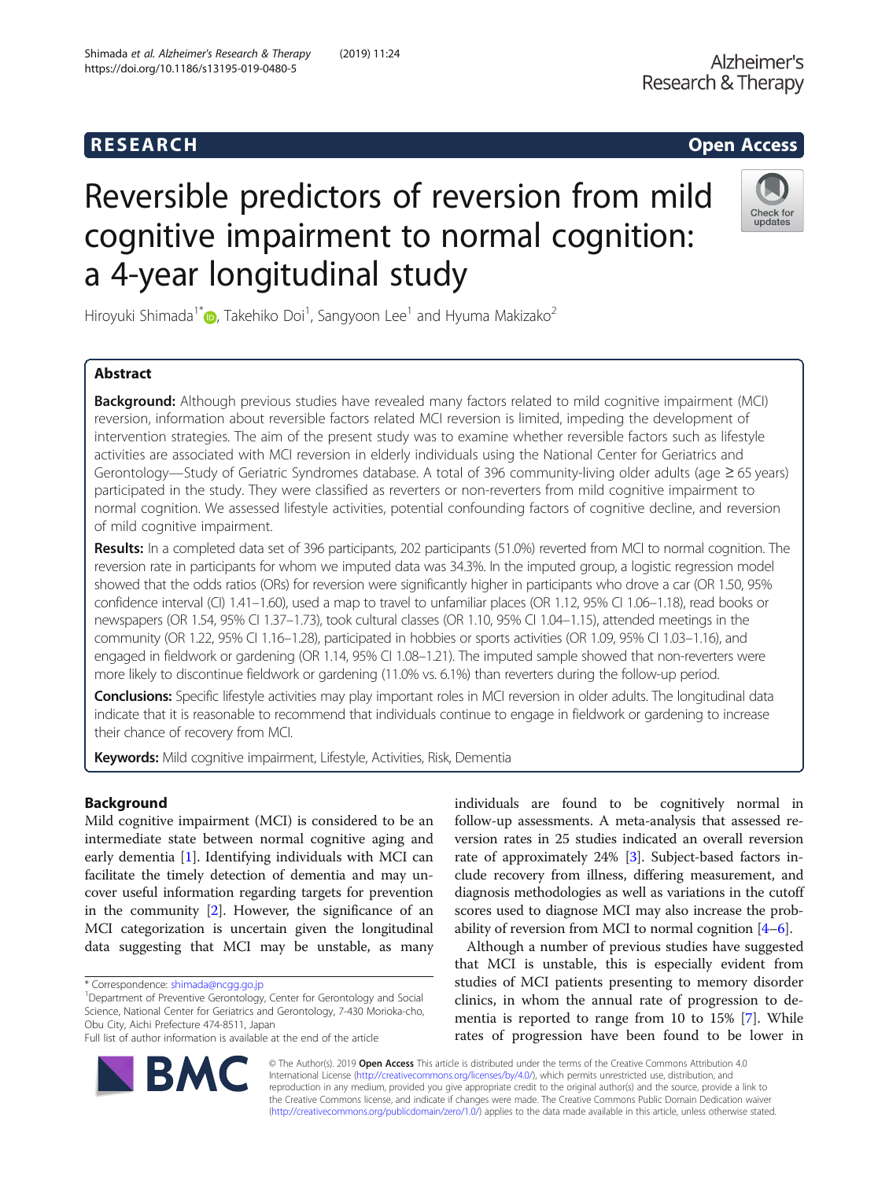# RESEARCH

# Reversible predictors of reversion from mild cognitive impairment to normal cognition: a 4-year longitudinal study

Hiroyuki Shimada[1*], Takehiko Doi[1], Sangyoon Lee[1] and Hyuma Makizako[2]

## Abstract

**Background:** Although previous studies have revealed many factors related to mild cognitive impairment (MCI) reversion, information about reversible factors related MCI reversion is limited, impeding the development of intervention strategies. The aim of the present study was to examine whether reversible factors such as lifestyle activities are associated with MCI reversion in elderly individuals using the National Center for Geriatrics and Gerontology—Study of Geriatric Syndromes database. A total of 396 community-living older adults (age ≥ 65 years) participated in the study. They were classified as reverters or non-reverters from mild cognitive impairment to normal cognition. We assessed lifestyle activities, potential confounding factors of cognitive decline, and reversion of mild cognitive impairment.

**Results:** In a completed data set of 396 participants, 202 participants (51.0%) reverted from MCI to normal cognition. The reversion rate in participants for whom we imputed data was 34.3%. In the imputed group, a logistic regression model showed that the odds ratios (ORs) for reversion were significantly higher in participants who drove a car (OR 1.50, 95% confidence interval (CI) 1.41–1.60), used a map to travel to unfamiliar places (OR 1.12, 95% CI 1.06–1.18), read books or newspapers (OR 1.54, 95% CI 1.37–1.73), took cultural classes (OR 1.10, 95% CI 1.04–1.15), attended meetings in the community (OR 1.22, 95% CI 1.16–1.28), participated in hobbies or sports activities (OR 1.09, 95% CI 1.03–1.16), and engaged in fieldwork or gardening (OR 1.14, 95% CI 1.08–1.21). The imputed sample showed that non-reverters were more likely to discontinue fieldwork or gardening (11.0% vs. 6.1%) than reverters during the follow-up period.

**Conclusions:** Specific lifestyle activities may play important roles in MCI reversion in older adults. The longitudinal data indicate that it is reasonable to recommend that individuals continue to engage in fieldwork or gardening to increase their chance of recovery from MCI.

**Keywords:** Mild cognitive impairment, Lifestyle, Activities, Risk, Dementia

## Background

Mild cognitive impairment (MCI) is considered to be an intermediate state between normal cognitive aging and early dementia [1]. Identifying individuals with MCI can facilitate the timely detection of dementia and may uncover useful information regarding targets for prevention in the community [2]. However, the significance of an MCI categorization is uncertain given the longitudinal data suggesting that MCI may be unstable, as many individuals are found to be cognitively normal in follow-up assessments. A meta-analysis that assessed reversion rates in 25 studies indicated an overall reversion rate of approximately 24% [3]. Subject-based factors include recovery from illness, differing measurement, and diagnosis methodologies as well as variations in the cutoff scores used to diagnose MCI may also increase the probability of reversion from MCI to normal cognition [4–6].

Although a number of previous studies have suggested that MCI is unstable, this is especially evident from studies of MCI patients presenting to memory disorder clinics, in whom the annual rate of progression to dementia is reported to range from 10 to 15% [7]. While rates of progression have been found to be lower in

\* Correspondence: shimada@ncgg.go.jp
[1]Department of Preventive Gerontology, Center for Gerontology and Social Science, National Center for Geriatrics and Gerontology, 7-430 Morioka-cho, Obu City, Aichi Prefecture 474-8511, Japan
Full list of author information is available at the end of the article

© The Author(s). 2019 **Open Access** This article is distributed under the terms of the Creative Commons Attribution 4.0 International License (http://creativecommons.org/licenses/by/4.0/), which permits unrestricted use, distribution, and reproduction in any medium, provided you give appropriate credit to the original author(s) and the source, provide a link to the Creative Commons license, and indicate if changes were made. The Creative Commons Public Domain Dedication waiver (http://creativecommons.org/publicdomain/zero/1.0/) applies to the data made available in this article, unless otherwise stated.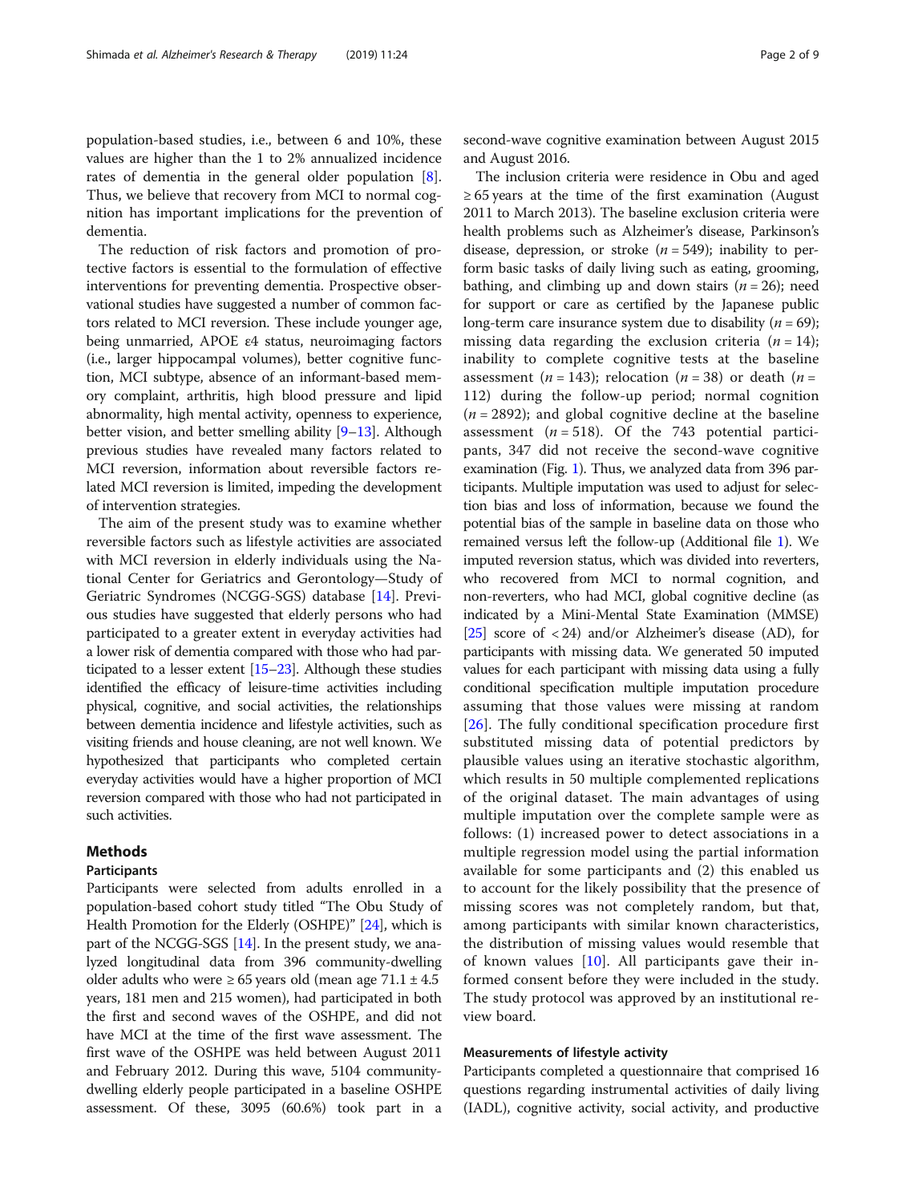population-based studies, i.e., between 6 and 10%, these values are higher than the 1 to 2% annualized incidence rates of dementia in the general older population [8]. Thus, we believe that recovery from MCI to normal cognition has important implications for the prevention of dementia.

The reduction of risk factors and promotion of protective factors is essential to the formulation of effective interventions for preventing dementia. Prospective observational studies have suggested a number of common factors related to MCI reversion. These include younger age, being unmarried, APOE ε4 status, neuroimaging factors (i.e., larger hippocampal volumes), better cognitive function, MCI subtype, absence of an informant-based memory complaint, arthritis, high blood pressure and lipid abnormality, high mental activity, openness to experience, better vision, and better smelling ability [9–13]. Although previous studies have revealed many factors related to MCI reversion, information about reversible factors related MCI reversion is limited, impeding the development of intervention strategies.

The aim of the present study was to examine whether reversible factors such as lifestyle activities are associated with MCI reversion in elderly individuals using the National Center for Geriatrics and Gerontology—Study of Geriatric Syndromes (NCGG-SGS) database [14]. Previous studies have suggested that elderly persons who had participated to a greater extent in everyday activities had a lower risk of dementia compared with those who had participated to a lesser extent [15–23]. Although these studies identified the efficacy of leisure-time activities including physical, cognitive, and social activities, the relationships between dementia incidence and lifestyle activities, such as visiting friends and house cleaning, are not well known. We hypothesized that participants who completed certain everyday activities would have a higher proportion of MCI reversion compared with those who had not participated in such activities.

## Methods

### Participants

Participants were selected from adults enrolled in a population-based cohort study titled "The Obu Study of Health Promotion for the Elderly (OSHPE)" [24], which is part of the NCGG-SGS [14]. In the present study, we analyzed longitudinal data from 396 community-dwelling older adults who were ≥ 65 years old (mean age 71.1 ± 4.5 years, 181 men and 215 women), had participated in both the first and second waves of the OSHPE, and did not have MCI at the time of the first wave assessment. The first wave of the OSHPE was held between August 2011 and February 2012. During this wave, 5104 community-dwelling elderly people participated in a baseline OSHPE assessment. Of these, 3095 (60.6%) took part in a second-wave cognitive examination between August 2015 and August 2016.

The inclusion criteria were residence in Obu and aged ≥ 65 years at the time of the first examination (August 2011 to March 2013). The baseline exclusion criteria were health problems such as Alzheimer's disease, Parkinson's disease, depression, or stroke ($n = 549$); inability to perform basic tasks of daily living such as eating, grooming, bathing, and climbing up and down stairs ($n = 26$); need for support or care as certified by the Japanese public long-term care insurance system due to disability ($n = 69$); missing data regarding the exclusion criteria ($n = 14$); inability to complete cognitive tests at the baseline assessment ($n = 143$); relocation ($n = 38$) or death ($n = 112$) during the follow-up period; normal cognition ($n = 2892$); and global cognitive decline at the baseline assessment ($n = 518$). Of the 743 potential participants, 347 did not receive the second-wave cognitive examination (Fig. 1). Thus, we analyzed data from 396 participants. Multiple imputation was used to adjust for selection bias and loss of information, because we found the potential bias of the sample in baseline data on those who remained versus left the follow-up (Additional file 1). We imputed reversion status, which was divided into reverters, who recovered from MCI to normal cognition, and non-reverters, who had MCI, global cognitive decline (as indicated by a Mini-Mental State Examination (MMSE) [25] score of < 24) and/or Alzheimer's disease (AD), for participants with missing data. We generated 50 imputed values for each participant with missing data using a fully conditional specification multiple imputation procedure assuming that those values were missing at random [26]. The fully conditional specification procedure first substituted missing data of potential predictors by plausible values using an iterative stochastic algorithm, which results in 50 multiple complemented replications of the original dataset. The main advantages of using multiple imputation over the complete sample were as follows: (1) increased power to detect associations in a multiple regression model using the partial information available for some participants and (2) this enabled us to account for the likely possibility that the presence of missing scores was not completely random, but that, among participants with similar known characteristics, the distribution of missing values would resemble that of known values [10]. All participants gave their informed consent before they were included in the study. The study protocol was approved by an institutional review board.

### Measurements of lifestyle activity

Participants completed a questionnaire that comprised 16 questions regarding instrumental activities of daily living (IADL), cognitive activity, social activity, and productive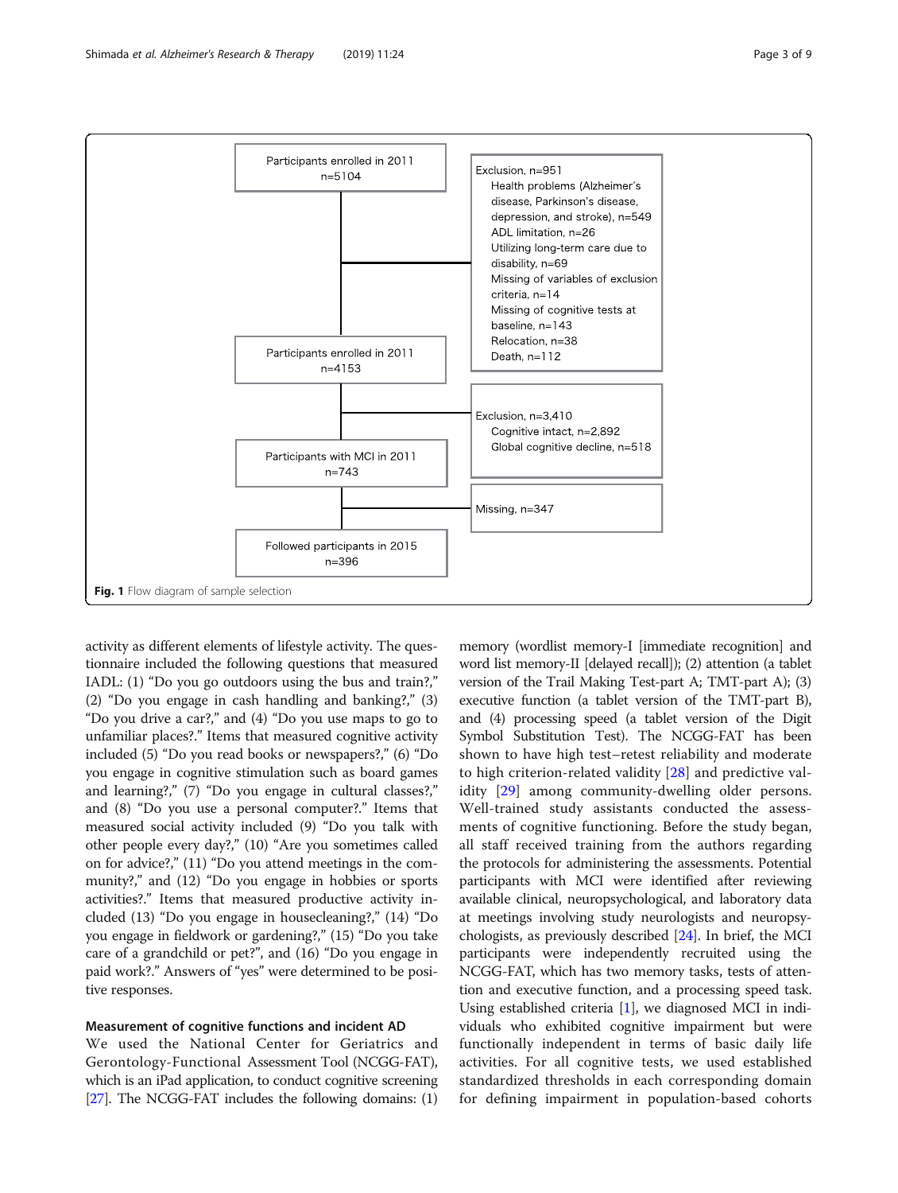Participants enrolled in 2011
n=5104

Exclusion, n=951
- Health problems (Alzheimer's disease, Parkinson's disease, depression, and stroke), n=549
- ADL limitation, n=26
- Utilizing long-term care due to disability, n=69
- Missing of variables of exclusion criteria, n=14
- Missing of cognitive tests at baseline, n=143
- Relocation, n=38
- Death, n=112

Participants enrolled in 2011
n=4153

Exclusion, n=3,410
- Cognitive intact, n=2,892
- Global cognitive decline, n=518

Participants with MCI in 2011
n=743

Missing, n=347

Followed participants in 2015
n=396

**Fig. 1** Flow diagram of sample selection

activity as different elements of lifestyle activity. The questionnaire included the following questions that measured IADL: (1) "Do you go outdoors using the bus and train?," (2) "Do you engage in cash handling and banking?," (3) "Do you drive a car?," and (4) "Do you use maps to go to unfamiliar places?." Items that measured cognitive activity included (5) "Do you read books or newspapers?," (6) "Do you engage in cognitive stimulation such as board games and learning?," (7) "Do you engage in cultural classes?," and (8) "Do you use a personal computer?." Items that measured social activity included (9) "Do you talk with other people every day?," (10) "Are you sometimes called on for advice?," (11) "Do you attend meetings in the community?," and (12) "Do you engage in hobbies or sports activities?." Items that measured productive activity included (13) "Do you engage in housecleaning?," (14) "Do you engage in fieldwork or gardening?," (15) "Do you take care of a grandchild or pet?", and (16) "Do you engage in paid work?." Answers of "yes" were determined to be positive responses.

### Measurement of cognitive functions and incident AD

We used the National Center for Geriatrics and Gerontology-Functional Assessment Tool (NCGG-FAT), which is an iPad application, to conduct cognitive screening [27]. The NCGG-FAT includes the following domains: (1) memory (wordlist memory-I [immediate recognition] and word list memory-II [delayed recall]); (2) attention (a tablet version of the Trail Making Test-part A; TMT-part A); (3) executive function (a tablet version of the TMT-part B), and (4) processing speed (a tablet version of the Digit Symbol Substitution Test). The NCGG-FAT has been shown to have high test–retest reliability and moderate to high criterion-related validity [28] and predictive validity [29] among community-dwelling older persons. Well-trained study assistants conducted the assessments of cognitive functioning. Before the study began, all staff received training from the authors regarding the protocols for administering the assessments. Potential participants with MCI were identified after reviewing available clinical, neuropsychological, and laboratory data at meetings involving study neurologists and neuropsychologists, as previously described [24]. In brief, the MCI participants were independently recruited using the NCGG-FAT, which has two memory tasks, tests of attention and executive function, and a processing speed task. Using established criteria [1], we diagnosed MCI in individuals who exhibited cognitive impairment but were functionally independent in terms of basic daily life activities. For all cognitive tests, we used established standardized thresholds in each corresponding domain for defining impairment in population-based cohorts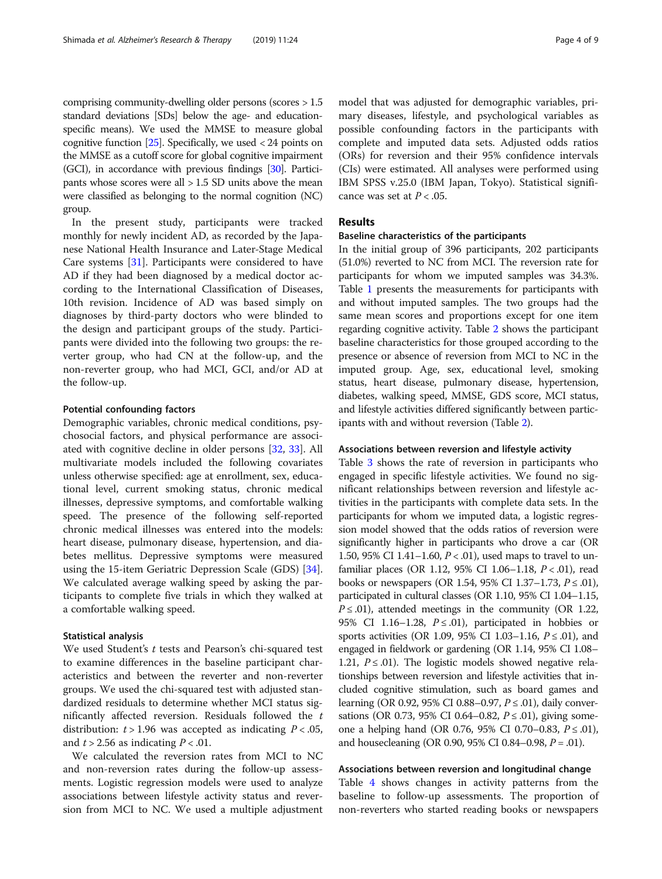comprising community-dwelling older persons (scores > 1.5 standard deviations [SDs] below the age- and education-specific means). We used the MMSE to measure global cognitive function [25]. Specifically, we used < 24 points on the MMSE as a cutoff score for global cognitive impairment (GCI), in accordance with previous findings [30]. Participants whose scores were all > 1.5 SD units above the mean were classified as belonging to the normal cognition (NC) group.

In the present study, participants were tracked monthly for newly incident AD, as recorded by the Japanese National Health Insurance and Later-Stage Medical Care systems [31]. Participants were considered to have AD if they had been diagnosed by a medical doctor according to the International Classification of Diseases, 10th revision. Incidence of AD was based simply on diagnoses by third-party doctors who were blinded to the design and participant groups of the study. Participants were divided into the following two groups: the reverter group, who had CN at the follow-up, and the non-reverter group, who had MCI, GCI, and/or AD at the follow-up.

### Potential confounding factors

Demographic variables, chronic medical conditions, psychosocial factors, and physical performance are associated with cognitive decline in older persons [32, 33]. All multivariate models included the following covariates unless otherwise specified: age at enrollment, sex, educational level, current smoking status, chronic medical illnesses, depressive symptoms, and comfortable walking speed. The presence of the following self-reported chronic medical illnesses was entered into the models: heart disease, pulmonary disease, hypertension, and diabetes mellitus. Depressive symptoms were measured using the 15-item Geriatric Depression Scale (GDS) [34]. We calculated average walking speed by asking the participants to complete five trials in which they walked at a comfortable walking speed.

### Statistical analysis

We used Student's $t$ tests and Pearson's chi-squared test to examine differences in the baseline participant characteristics and between the reverter and non-reverter groups. We used the chi-squared test with adjusted standardized residuals to determine whether MCI status significantly affected reversion. Residuals followed the $t$ distribution: $t > 1.96$ was accepted as indicating $P < .05$, and $t > 2.56$ as indicating $P < .01$.

We calculated the reversion rates from MCI to NC and non-reversion rates during the follow-up assessments. Logistic regression models were used to analyze associations between lifestyle activity status and reversion from MCI to NC. We used a multiple adjustment model that was adjusted for demographic variables, primary diseases, lifestyle, and psychological variables as possible confounding factors in the participants with complete and imputed data sets. Adjusted odds ratios (ORs) for reversion and their 95% confidence intervals (CIs) were estimated. All analyses were performed using IBM SPSS v.25.0 (IBM Japan, Tokyo). Statistical significance was set at $P < .05$.

## Results

### Baseline characteristics of the participants

In the initial group of 396 participants, 202 participants (51.0%) reverted to NC from MCI. The reversion rate for participants for whom we imputed samples was 34.3%. Table 1 presents the measurements for participants with and without imputed samples. The two groups had the same mean scores and proportions except for one item regarding cognitive activity. Table 2 shows the participant baseline characteristics for those grouped according to the presence or absence of reversion from MCI to NC in the imputed group. Age, sex, educational level, smoking status, heart disease, pulmonary disease, hypertension, diabetes, walking speed, MMSE, GDS score, MCI status, and lifestyle activities differed significantly between participants with and without reversion (Table 2).

### Associations between reversion and lifestyle activity

Table 3 shows the rate of reversion in participants who engaged in specific lifestyle activities. We found no significant relationships between reversion and lifestyle activities in the participants with complete data sets. In the participants for whom we imputed data, a logistic regression model showed that the odds ratios of reversion were significantly higher in participants who drove a car (OR 1.50, 95% CI 1.41–1.60, $P < .01$), used maps to travel to unfamiliar places (OR 1.12, 95% CI 1.06–1.18, $P < .01$), read books or newspapers (OR 1.54, 95% CI 1.37–1.73, $P \leq .01$), participated in cultural classes (OR 1.10, 95% CI 1.04–1.15, $P \leq .01$), attended meetings in the community (OR 1.22, 95% CI 1.16–1.28, $P \leq .01$), participated in hobbies or sports activities (OR 1.09, 95% CI 1.03–1.16, $P \leq .01$), and engaged in fieldwork or gardening (OR 1.14, 95% CI 1.08–1.21, $P \leq .01$). The logistic models showed negative relationships between reversion and lifestyle activities that included cognitive stimulation, such as board games and learning (OR 0.92, 95% CI 0.88–0.97, $P \leq .01$), daily conversations (OR 0.73, 95% CI 0.64–0.82, $P \leq .01$), giving someone a helping hand (OR 0.76, 95% CI 0.70–0.83, $P \leq .01$), and housecleaning (OR 0.90, 95% CI 0.84–0.98, $P = .01$).

### Associations between reversion and longitudinal change

Table 4 shows changes in activity patterns from the baseline to follow-up assessments. The proportion of non-reverters who started reading books or newspapers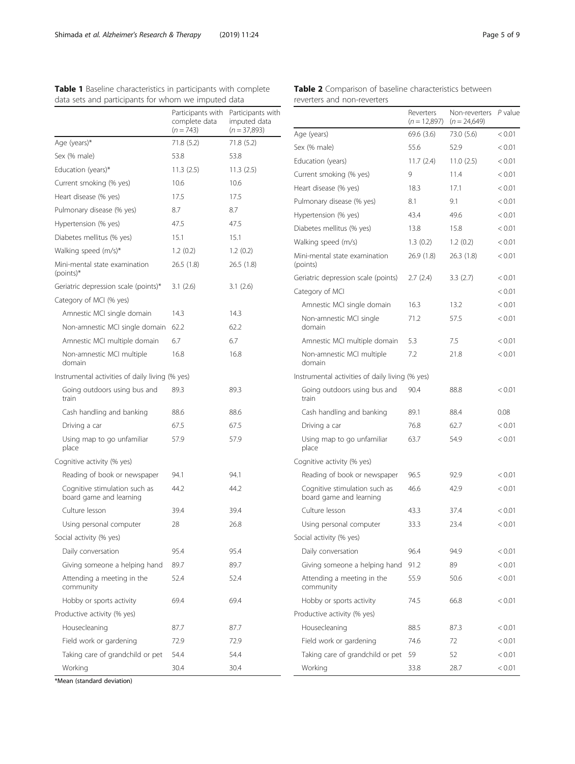**Table 1** Baseline characteristics in participants with complete data sets and participants for whom we imputed data

| | Participants with complete data ($n = 743$) | Participants with imputed data ($n = 37,893$) |
|---|---|---|
| Age (years)* | 71.8 (5.2) | 71.8 (5.2) |
| Sex (% male) | 53.8 | 53.8 |
| Education (years)* | 11.3 (2.5) | 11.3 (2.5) |
| Current smoking (% yes) | 10.6 | 10.6 |
| Heart disease (% yes) | 17.5 | 17.5 |
| Pulmonary disease (% yes) | 8.7 | 8.7 |
| Hypertension (% yes) | 47.5 | 47.5 |
| Diabetes mellitus (% yes) | 15.1 | 15.1 |
| Walking speed (m/s)* | 1.2 (0.2) | 1.2 (0.2) |
| Mini-mental state examination (points)* | 26.5 (1.8) | 26.5 (1.8) |
| Geriatric depression scale (points)* | 3.1 (2.6) | 3.1 (2.6) |
| Category of MCI (% yes) | | |
| Amnestic MCI single domain | 14.3 | 14.3 |
| Non-amnestic MCI single domain | 62.2 | 62.2 |
| Amnestic MCI multiple domain | 6.7 | 6.7 |
| Non-amnestic MCI multiple domain | 16.8 | 16.8 |
| Instrumental activities of daily living (% yes) | | |
| Going outdoors using bus and train | 89.3 | 89.3 |
| Cash handling and banking | 88.6 | 88.6 |
| Driving a car | 67.5 | 67.5 |
| Using map to go unfamiliar place | 57.9 | 57.9 |
| Cognitive activity (% yes) | | |
| Reading of book or newspaper | 94.1 | 94.1 |
| Cognitive stimulation such as board game and learning | 44.2 | 44.2 |
| Culture lesson | 39.4 | 39.4 |
| Using personal computer | 28 | 26.8 |
| Social activity (% yes) | | |
| Daily conversation | 95.4 | 95.4 |
| Giving someone a helping hand | 89.7 | 89.7 |
| Attending a meeting in the community | 52.4 | 52.4 |
| Hobby or sports activity | 69.4 | 69.4 |
| Productive activity (% yes) | | |
| Housecleaning | 87.7 | 87.7 |
| Field work or gardening | 72.9 | 72.9 |
| Taking care of grandchild or pet | 54.4 | 54.4 |
| Working | 30.4 | 30.4 |

*Mean (standard deviation)

**Table 2** Comparison of baseline characteristics between reverters and non-reverters

| | Reverters ($n = 12,897$) | Non-reverters ($n = 24,649$) | *P* value |
|---|---|---|---|
| Age (years) | 69.6 (3.6) | 73.0 (5.6) | < 0.01 |
| Sex (% male) | 55.6 | 52.9 | < 0.01 |
| Education (years) | 11.7 (2.4) | 11.0 (2.5) | < 0.01 |
| Current smoking (% yes) | 9 | 11.4 | < 0.01 |
| Heart disease (% yes) | 18.3 | 17.1 | < 0.01 |
| Pulmonary disease (% yes) | 8.1 | 9.1 | < 0.01 |
| Hypertension (% yes) | 43.4 | 49.6 | < 0.01 |
| Diabetes mellitus (% yes) | 13.8 | 15.8 | < 0.01 |
| Walking speed (m/s) | 1.3 (0.2) | 1.2 (0.2) | < 0.01 |
| Mini-mental state examination (points) | 26.9 (1.8) | 26.3 (1.8) | < 0.01 |
| Geriatric depression scale (points) | 2.7 (2.4) | 3.3 (2.7) | < 0.01 |
| Category of MCI | | | < 0.01 |
| Amnestic MCI single domain | 16.3 | 13.2 | < 0.01 |
| Non-amnestic MCI single domain | 71.2 | 57.5 | < 0.01 |
| Amnestic MCI multiple domain | 5.3 | 7.5 | < 0.01 |
| Non-amnestic MCI multiple domain | 7.2 | 21.8 | < 0.01 |
| Instrumental activities of daily living (% yes) | | | |
| Going outdoors using bus and train | 90.4 | 88.8 | < 0.01 |
| Cash handling and banking | 89.1 | 88.4 | 0.08 |
| Driving a car | 76.8 | 62.7 | < 0.01 |
| Using map to go unfamiliar place | 63.7 | 54.9 | < 0.01 |
| Cognitive activity (% yes) | | | |
| Reading of book or newspaper | 96.5 | 92.9 | < 0.01 |
| Cognitive stimulation such as board game and learning | 46.6 | 42.9 | < 0.01 |
| Culture lesson | 43.3 | 37.4 | < 0.01 |
| Using personal computer | 33.3 | 23.4 | < 0.01 |
| Social activity (% yes) | | | |
| Daily conversation | 96.4 | 94.9 | < 0.01 |
| Giving someone a helping hand | 91.2 | 89 | < 0.01 |
| Attending a meeting in the community | 55.9 | 50.6 | < 0.01 |
| Hobby or sports activity | 74.5 | 66.8 | < 0.01 |
| Productive activity (% yes) | | | |
| Housecleaning | 88.5 | 87.3 | < 0.01 |
| Field work or gardening | 74.6 | 72 | < 0.01 |
| Taking care of grandchild or pet | 59 | 52 | < 0.01 |
| Working | 33.8 | 28.7 | < 0.01 |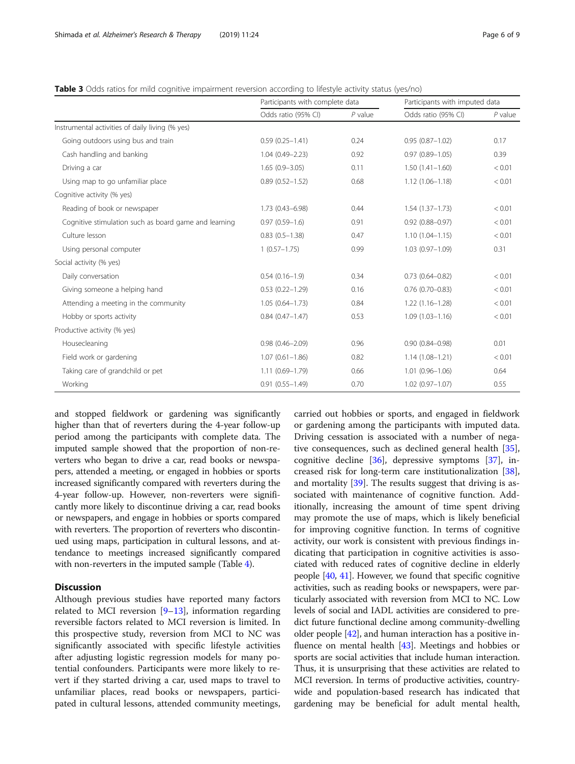**Table 3** Odds ratios for mild cognitive impairment reversion according to lifestyle activity status (yes/no)

| | Participants with complete data | | Participants with imputed data | |
|---|---|---|---|---|
| | Odds ratio (95% CI) | *P* value | Odds ratio (95% CI) | *P* value |
| Instrumental activities of daily living (% yes) | | | | |
| Going outdoors using bus and train | 0.59 (0.25–1.41) | 0.24 | 0.95 (0.87–1.02) | 0.17 |
| Cash handling and banking | 1.04 (0.49–2.23) | 0.92 | 0.97 (0.89–1.05) | 0.39 |
| Driving a car | 1.65 (0.9–3.05) | 0.11 | 1.50 (1.41–1.60) | < 0.01 |
| Using map to go unfamiliar place | 0.89 (0.52–1.52) | 0.68 | 1.12 (1.06–1.18) | < 0.01 |
| Cognitive activity (% yes) | | | | |
| Reading of book or newspaper | 1.73 (0.43–6.98) | 0.44 | 1.54 (1.37–1.73) | < 0.01 |
| Cognitive stimulation such as board game and learning | 0.97 (0.59–1.6) | 0.91 | 0.92 (0.88–0.97) | < 0.01 |
| Culture lesson | 0.83 (0.5–1.38) | 0.47 | 1.10 (1.04–1.15) | < 0.01 |
| Using personal computer | 1 (0.57–1.75) | 0.99 | 1.03 (0.97–1.09) | 0.31 |
| Social activity (% yes) | | | | |
| Daily conversation | 0.54 (0.16–1.9) | 0.34 | 0.73 (0.64–0.82) | < 0.01 |
| Giving someone a helping hand | 0.53 (0.22–1.29) | 0.16 | 0.76 (0.70–0.83) | < 0.01 |
| Attending a meeting in the community | 1.05 (0.64–1.73) | 0.84 | 1.22 (1.16–1.28) | < 0.01 |
| Hobby or sports activity | 0.84 (0.47–1.47) | 0.53 | 1.09 (1.03–1.16) | < 0.01 |
| Productive activity (% yes) | | | | |
| Housecleaning | 0.98 (0.46–2.09) | 0.96 | 0.90 (0.84–0.98) | 0.01 |
| Field work or gardening | 1.07 (0.61–1.86) | 0.82 | 1.14 (1.08–1.21) | < 0.01 |
| Taking care of grandchild or pet | 1.11 (0.69–1.79) | 0.66 | 1.01 (0.96–1.06) | 0.64 |
| Working | 0.91 (0.55–1.49) | 0.70 | 1.02 (0.97–1.07) | 0.55 |

and stopped fieldwork or gardening was significantly higher than that of reverters during the 4-year follow-up period among the participants with complete data. The imputed sample showed that the proportion of non-reverters who began to drive a car, read books or newspapers, attended a meeting, or engaged in hobbies or sports increased significantly compared with reverters during the 4-year follow-up. However, non-reverters were significantly more likely to discontinue driving a car, read books or newspapers, and engage in hobbies or sports compared with reverters. The proportion of reverters who discontinued using maps, participation in cultural lessons, and attendance to meetings increased significantly compared with non-reverters in the imputed sample (Table 4).

## Discussion

Although previous studies have reported many factors related to MCI reversion [9–13], information regarding reversible factors related to MCI reversion is limited. In this prospective study, reversion from MCI to NC was significantly associated with specific lifestyle activities after adjusting logistic regression models for many potential confounders. Participants were more likely to revert if they started driving a car, used maps to travel to unfamiliar places, read books or newspapers, participated in cultural lessons, attended community meetings, carried out hobbies or sports, and engaged in fieldwork or gardening among the participants with imputed data. Driving cessation is associated with a number of negative consequences, such as declined general health [35], cognitive decline [36], depressive symptoms [37], increased risk for long-term care institutionalization [38], and mortality [39]. The results suggest that driving is associated with maintenance of cognitive function. Additionally, increasing the amount of time spent driving may promote the use of maps, which is likely beneficial for improving cognitive function. In terms of cognitive activity, our work is consistent with previous findings indicating that participation in cognitive activities is associated with reduced rates of cognitive decline in elderly people [40, 41]. However, we found that specific cognitive activities, such as reading books or newspapers, were particularly associated with reversion from MCI to NC. Low levels of social and IADL activities are considered to predict future functional decline among community-dwelling older people [42], and human interaction has a positive influence on mental health [43]. Meetings and hobbies or sports are social activities that include human interaction. Thus, it is unsurprising that these activities are related to MCI reversion. In terms of productive activities, country-wide and population-based research has indicated that gardening may be beneficial for adult mental health,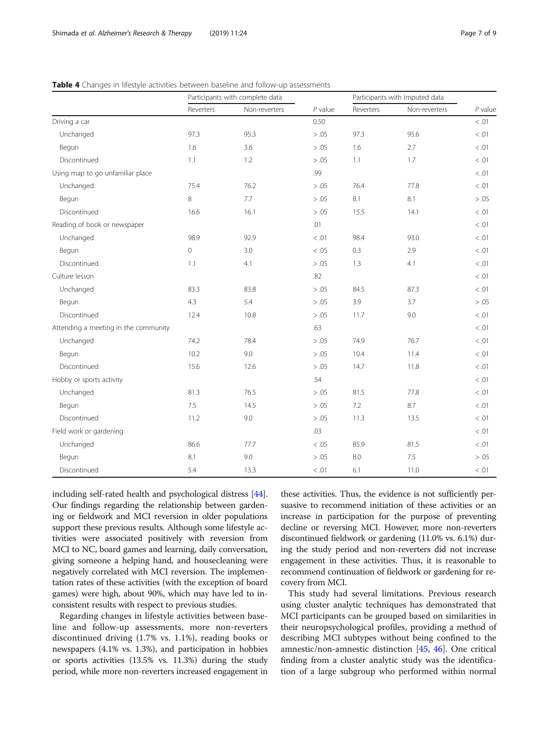**Table 4** Changes in lifestyle activities between baseline and follow-up assessments

| | Participants with complete data | | | Participants with imputed data | | |
|---|---|---|---|---|---|---|
| | Reverters | Non-reverters | *P* value | Reverters | Non-reverters | *P* value |
| Driving a car | | | 0.50 | | | < .01 |
| Unchanged | 97.3 | 95.3 | > .05 | 97.3 | 95.6 | < .01 |
| Begun | 1.6 | 3.6 | > .05 | 1.6 | 2.7 | < .01 |
| Discontinued | 1.1 | 1.2 | > .05 | 1.1 | 1.7 | < .01 |
| Using map to go unfamiliar place | | | .99 | | | < .01 |
| Unchanged | 75.4 | 76.2 | > .05 | 76.4 | 77.8 | < .01 |
| Begun | 8 | 7.7 | > .05 | 8.1 | 8.1 | > .05 |
| Discontinued | 16.6 | 16.1 | > .05 | 15.5 | 14.1 | < .01 |
| Reading of book or newspaper | | | .01 | | | < .01 |
| Unchanged | 98.9 | 92.9 | < .01 | 98.4 | 93.0 | < .01 |
| Begun | 0 | 3.0 | < .05 | 0.3 | 2.9 | < .01 |
| Discontinued | 1.1 | 4.1 | > .05 | 1.3 | 4.1 | < .01 |
| Culture lesson | | | .82 | | | < .01 |
| Unchanged | 83.3 | 83.8 | > .05 | 84.5 | 87.3 | < .01 |
| Begun | 4.3 | 5.4 | > .05 | 3.9 | 3.7 | > .05 |
| Discontinued | 12.4 | 10.8 | > .05 | 11.7 | 9.0 | < .01 |
| Attending a meeting in the community | | | .63 | | | < .01 |
| Unchanged | 74.2 | 78.4 | > .05 | 74.9 | 76.7 | < .01 |
| Begun | 10.2 | 9.0 | > .05 | 10.4 | 11.4 | < .01 |
| Discontinued | 15.6 | 12.6 | > .05 | 14.7 | 11.8 | < .01 |
| Hobby or sports activity | | | .54 | | | < .01 |
| Unchanged | 81.3 | 76.5 | > .05 | 81.5 | 77.8 | < .01 |
| Begun | 7.5 | 14.5 | > .05 | 7.2 | 8.7 | < .01 |
| Discontinued | 11.2 | 9.0 | > .05 | 11.3 | 13.5 | < .01 |
| Field work or gardening | | | .03 | | | < .01 |
| Unchanged | 86.6 | 77.7 | < .05 | 85.9 | 81.5 | < .01 |
| Begun | 8.1 | 9.0 | > .05 | 8.0 | 7.5 | > .05 |
| Discontinued | 5.4 | 13.3 | < .01 | 6.1 | 11.0 | < .01 |

including self-rated health and psychological distress [44]. Our findings regarding the relationship between gardening or fieldwork and MCI reversion in older populations support these previous results. Although some lifestyle activities were associated positively with reversion from MCI to NC, board games and learning, daily conversation, giving someone a helping hand, and housecleaning were negatively correlated with MCI reversion. The implementation rates of these activities (with the exception of board games) were high, about 90%, which may have led to inconsistent results with respect to previous studies.

Regarding changes in lifestyle activities between baseline and follow-up assessments, more non-reverters discontinued driving (1.7% vs. 1.1%), reading books or newspapers (4.1% vs. 1.3%), and participation in hobbies or sports activities (13.5% vs. 11.3%) during the study period, while more non-reverters increased engagement in these activities. Thus, the evidence is not sufficiently persuasive to recommend initiation of these activities or an increase in participation for the purpose of preventing decline or reversing MCI. However, more non-reverters discontinued fieldwork or gardening (11.0% vs. 6.1%) during the study period and non-reverters did not increase engagement in these activities. Thus, it is reasonable to recommend continuation of fieldwork or gardening for recovery from MCI.

This study had several limitations. Previous research using cluster analytic techniques has demonstrated that MCI participants can be grouped based on similarities in their neuropsychological profiles, providing a method of describing MCI subtypes without being confined to the amnestic/non-amnestic distinction [45, 46]. One critical finding from a cluster analytic study was the identification of a large subgroup who performed within normal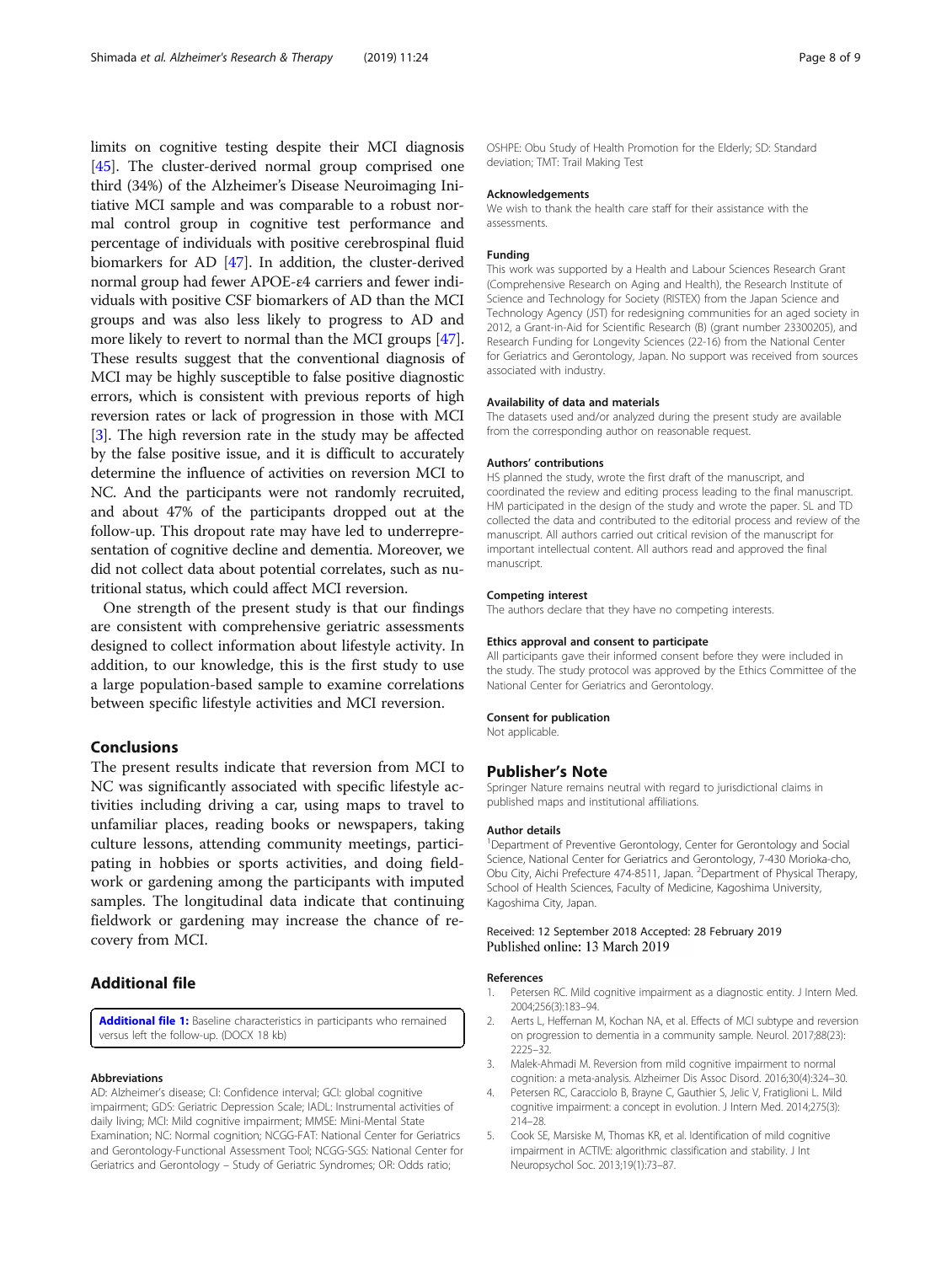limits on cognitive testing despite their MCI diagnosis [45]. The cluster-derived normal group comprised one third (34%) of the Alzheimer's Disease Neuroimaging Initiative MCI sample and was comparable to a robust normal control group in cognitive test performance and percentage of individuals with positive cerebrospinal fluid biomarkers for AD [47]. In addition, the cluster-derived normal group had fewer APOE-ε4 carriers and fewer individuals with positive CSF biomarkers of AD than the MCI groups and was also less likely to progress to AD and more likely to revert to normal than the MCI groups [47]. These results suggest that the conventional diagnosis of MCI may be highly susceptible to false positive diagnostic errors, which is consistent with previous reports of high reversion rates or lack of progression in those with MCI [3]. The high reversion rate in the study may be affected by the false positive issue, and it is difficult to accurately determine the influence of activities on reversion MCI to NC. And the participants were not randomly recruited, and about 47% of the participants dropped out at the follow-up. This dropout rate may have led to underrepresentation of cognitive decline and dementia. Moreover, we did not collect data about potential correlates, such as nutritional status, which could affect MCI reversion.

One strength of the present study is that our findings are consistent with comprehensive geriatric assessments designed to collect information about lifestyle activity. In addition, to our knowledge, this is the first study to use a large population-based sample to examine correlations between specific lifestyle activities and MCI reversion.

## Conclusions

The present results indicate that reversion from MCI to NC was significantly associated with specific lifestyle activities including driving a car, using maps to travel to unfamiliar places, reading books or newspapers, taking culture lessons, attending community meetings, participating in hobbies or sports activities, and doing fieldwork or gardening among the participants with imputed samples. The longitudinal data indicate that continuing fieldwork or gardening may increase the chance of recovery from MCI.

## Additional file

**Additional file 1:** Baseline characteristics in participants who remained versus left the follow-up. (DOCX 18 kb)

#### Abbreviations

AD: Alzheimer's disease; CI: Confidence interval; GCI: global cognitive impairment; GDS: Geriatric Depression Scale; IADL: Instrumental activities of daily living; MCI: Mild cognitive impairment; MMSE: Mini-Mental State Examination; NC: Normal cognition; NCGG-FAT: National Center for Geriatrics and Gerontology-Functional Assessment Tool; NCGG-SGS: National Center for Geriatrics and Gerontology – Study of Geriatric Syndromes; OR: Odds ratio; OSHPE: Obu Study of Health Promotion for the Elderly; SD: Standard deviation; TMT: Trail Making Test

#### Acknowledgements

We wish to thank the health care staff for their assistance with the assessments.

#### Funding

This work was supported by a Health and Labour Sciences Research Grant (Comprehensive Research on Aging and Health), the Research Institute of Science and Technology for Society (RISTEX) from the Japan Science and Technology Agency (JST) for redesigning communities for an aged society in 2012, a Grant-in-Aid for Scientific Research (B) (grant number 23300205), and Research Funding for Longevity Sciences (22-16) from the National Center for Geriatrics and Gerontology, Japan. No support was received from sources associated with industry.

#### Availability of data and materials

The datasets used and/or analyzed during the present study are available from the corresponding author on reasonable request.

#### Authors' contributions

HS planned the study, wrote the first draft of the manuscript, and coordinated the review and editing process leading to the final manuscript. HM participated in the design of the study and wrote the paper. SL and TD collected the data and contributed to the editorial process and review of the manuscript. All authors carried out critical revision of the manuscript for important intellectual content. All authors read and approved the final manuscript.

#### Competing interest

The authors declare that they have no competing interests.

#### Ethics approval and consent to participate

All participants gave their informed consent before they were included in the study. The study protocol was approved by the Ethics Committee of the National Center for Geriatrics and Gerontology.

#### Consent for publication

Not applicable.

### Publisher's Note

Springer Nature remains neutral with regard to jurisdictional claims in published maps and institutional affiliations.

#### Author details

[1]Department of Preventive Gerontology, Center for Gerontology and Social Science, National Center for Geriatrics and Gerontology, 7-430 Morioka-cho, Obu City, Aichi Prefecture 474-8511, Japan. [2]Department of Physical Therapy, School of Health Sciences, Faculty of Medicine, Kagoshima University, Kagoshima City, Japan.

Received: 12 September 2018 Accepted: 28 February 2019
Published online: 13 March 2019

#### References

1. Petersen RC. Mild cognitive impairment as a diagnostic entity. J Intern Med. 2004;256(3):183–94.
2. Aerts L, Heffernan M, Kochan NA, et al. Effects of MCI subtype and reversion on progression to dementia in a community sample. Neurol. 2017;88(23): 2225–32.
3. Malek-Ahmadi M. Reversion from mild cognitive impairment to normal cognition: a meta-analysis. Alzheimer Dis Assoc Disord. 2016;30(4):324–30.
4. Petersen RC, Caracciolo B, Brayne C, Gauthier S, Jelic V, Fratiglioni L. Mild cognitive impairment: a concept in evolution. J Intern Med. 2014;275(3): 214–28.
5. Cook SE, Marsiske M, Thomas KR, et al. Identification of mild cognitive impairment in ACTIVE: algorithmic classification and stability. J Int Neuropsychol Soc. 2013;19(1):73–87.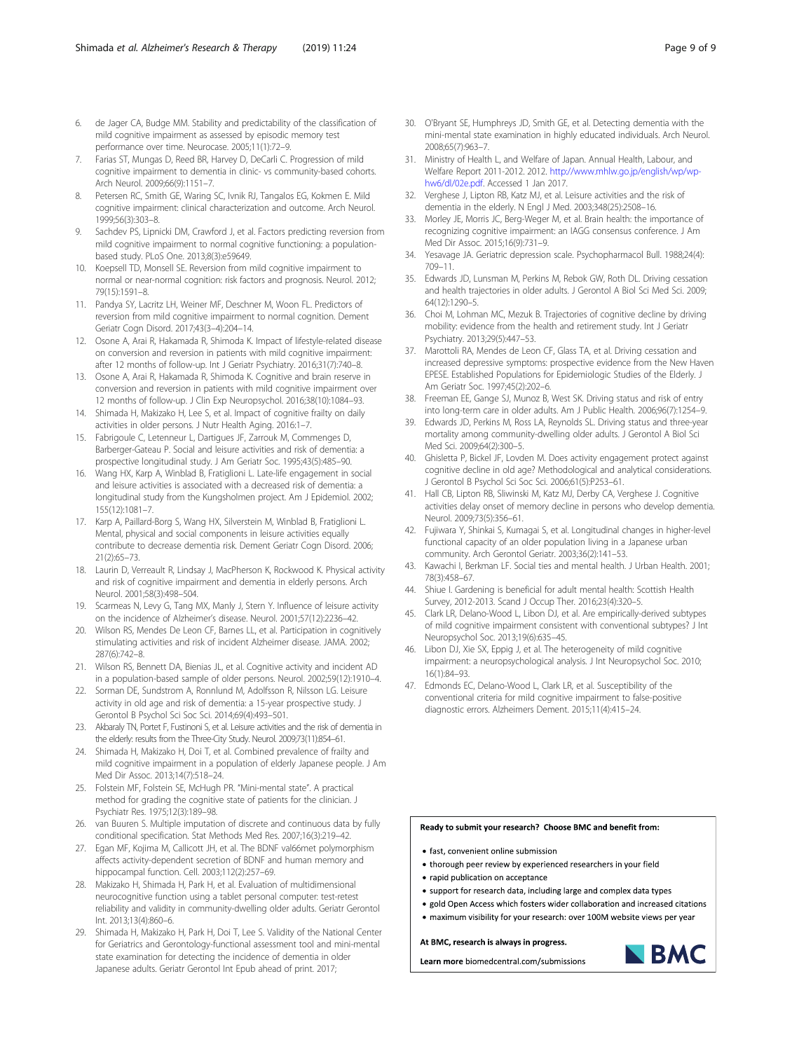6. de Jager CA, Budge MM. Stability and predictability of the classification of mild cognitive impairment as assessed by episodic memory test performance over time. Neurocase. 2005;11(1):72–9.
7. Farias ST, Mungas D, Reed BR, Harvey D, DeCarli C. Progression of mild cognitive impairment to dementia in clinic- vs community-based cohorts. Arch Neurol. 2009;66(9):1151–7.
8. Petersen RC, Smith GE, Waring SC, Ivnik RJ, Tangalos EG, Kokmen E. Mild cognitive impairment: clinical characterization and outcome. Arch Neurol. 1999;56(3):303–8.
9. Sachdev PS, Lipnicki DM, Crawford J, et al. Factors predicting reversion from mild cognitive impairment to normal cognitive functioning: a population-based study. PLoS One. 2013;8(3):e59649.
10. Koepsell TD, Monsell SE. Reversion from mild cognitive impairment to normal or near-normal cognition: risk factors and prognosis. Neurol. 2012; 79(15):1591–8.
11. Pandya SY, Lacritz LH, Weiner MF, Deschner M, Woon FL. Predictors of reversion from mild cognitive impairment to normal cognition. Dement Geriatr Cogn Disord. 2017;43(3–4):204–14.
12. Osone A, Arai R, Hakamada R, Shimoda K. Impact of lifestyle-related disease on conversion and reversion in patients with mild cognitive impairment: after 12 months of follow-up. Int J Geriatr Psychiatry. 2016;31(7):740–8.
13. Osone A, Arai R, Hakamada R, Shimoda K. Cognitive and brain reserve in conversion and reversion in patients with mild cognitive impairment over 12 months of follow-up. J Clin Exp Neuropsychol. 2016;38(10):1084–93.
14. Shimada H, Makizako H, Lee S, et al. Impact of cognitive frailty on daily activities in older persons. J Nutr Health Aging. 2016:1–7.
15. Fabrigoule C, Letenneur L, Dartigues JF, Zarrouk M, Commenges D, Barberger-Gateau P. Social and leisure activities and risk of dementia: a prospective longitudinal study. J Am Geriatr Soc. 1995;43(5):485–90.
16. Wang HX, Karp A, Winblad B, Fratiglioni L. Late-life engagement in social and leisure activities is associated with a decreased risk of dementia: a longitudinal study from the Kungsholmen project. Am J Epidemiol. 2002; 155(12):1081–7.
17. Karp A, Paillard-Borg S, Wang HX, Silverstein M, Winblad B, Fratiglioni L. Mental, physical and social components in leisure activities equally contribute to decrease dementia risk. Dement Geriatr Cogn Disord. 2006; 21(2):65–73.
18. Laurin D, Verreault R, Lindsay J, MacPherson K, Rockwood K. Physical activity and risk of cognitive impairment and dementia in elderly persons. Arch Neurol. 2001;58(3):498–504.
19. Scarmeas N, Levy G, Tang MX, Manly J, Stern Y. Influence of leisure activity on the incidence of Alzheimer's disease. Neurol. 2001;57(12):2236–42.
20. Wilson RS, Mendes De Leon CF, Barnes LL, et al. Participation in cognitively stimulating activities and risk of incident Alzheimer disease. JAMA. 2002; 287(6):742–8.
21. Wilson RS, Bennett DA, Bienias JL, et al. Cognitive activity and incident AD in a population-based sample of older persons. Neurol. 2002;59(12):1910–4.
22. Sorman DE, Sundstrom A, Ronnlund M, Adolfsson R, Nilsson LG. Leisure activity in old age and risk of dementia: a 15-year prospective study. J Gerontol B Psychol Sci Soc Sci. 2014;69(4):493–501.
23. Akbaraly TN, Portet F, Fustinoni S, et al. Leisure activities and the risk of dementia in the elderly: results from the Three-City Study. Neurol. 2009;73(11):854–61.
24. Shimada H, Makizako H, Doi T, et al. Combined prevalence of frailty and mild cognitive impairment in a population of elderly Japanese people. J Am Med Dir Assoc. 2013;14(7):518–24.
25. Folstein MF, Folstein SE, McHugh PR. "Mini-mental state". A practical method for grading the cognitive state of patients for the clinician. J Psychiatr Res. 1975;12(3):189–98.
26. van Buuren S. Multiple imputation of discrete and continuous data by fully conditional specification. Stat Methods Med Res. 2007;16(3):219–42.
27. Egan MF, Kojima M, Callicott JH, et al. The BDNF val66met polymorphism affects activity-dependent secretion of BDNF and human memory and hippocampal function. Cell. 2003;112(2):257–69.
28. Makizako H, Shimada H, Park H, et al. Evaluation of multidimensional neurocognitive function using a tablet personal computer: test-retest reliability and validity in community-dwelling older adults. Geriatr Gerontol Int. 2013;13(4):860–6.
29. Shimada H, Makizako H, Park H, Doi T, Lee S. Validity of the National Center for Geriatrics and Gerontology-functional assessment tool and mini-mental state examination for detecting the incidence of dementia in older Japanese adults. Geriatr Gerontol Int Epub ahead of print. 2017;
30. O'Bryant SE, Humphreys JD, Smith GE, et al. Detecting dementia with the mini-mental state examination in highly educated individuals. Arch Neurol. 2008;65(7):963–7.
31. Ministry of Health L, and Welfare of Japan. Annual Health, Labour, and Welfare Report 2011-2012. 2012. http://www.mhlw.go.jp/english/wp/wp-hw6/dl/02e.pdf. Accessed 1 Jan 2017.
32. Verghese J, Lipton RB, Katz MJ, et al. Leisure activities and the risk of dementia in the elderly. N Engl J Med. 2003;348(25):2508–16.
33. Morley JE, Morris JC, Berg-Weger M, et al. Brain health: the importance of recognizing cognitive impairment: an IAGG consensus conference. J Am Med Dir Assoc. 2015;16(9):731–9.
34. Yesavage JA. Geriatric depression scale. Psychopharmacol Bull. 1988;24(4): 709–11.
35. Edwards JD, Lunsman M, Perkins M, Rebok GW, Roth DL. Driving cessation and health trajectories in older adults. J Gerontol A Biol Sci Med Sci. 2009; 64(12):1290–5.
36. Choi M, Lohman MC, Mezuk B. Trajectories of cognitive decline by driving mobility: evidence from the health and retirement study. Int J Geriatr Psychiatry. 2013;29(5):447–53.
37. Marottoli RA, Mendes de Leon CF, Glass TA, et al. Driving cessation and increased depressive symptoms: prospective evidence from the New Haven EPESE. Established Populations for Epidemiologic Studies of the Elderly. J Am Geriatr Soc. 1997;45(2):202–6.
38. Freeman EE, Gange SJ, Munoz B, West SK. Driving status and risk of entry into long-term care in older adults. Am J Public Health. 2006;96(7):1254–9.
39. Edwards JD, Perkins M, Ross LA, Reynolds SL. Driving status and three-year mortality among community-dwelling older adults. J Gerontol A Biol Sci Med Sci. 2009;64(2):300–5.
40. Ghisletta P, Bickel JF, Lovden M. Does activity engagement protect against cognitive decline in old age? Methodological and analytical considerations. J Gerontol B Psychol Sci Soc Sci. 2006;61(5):P253–61.
41. Hall CB, Lipton RB, Sliwinski M, Katz MJ, Derby CA, Verghese J. Cognitive activities delay onset of memory decline in persons who develop dementia. Neurol. 2009;73(5):356–61.
42. Fujiwara Y, Shinkai S, Kumagai S, et al. Longitudinal changes in higher-level functional capacity of an older population living in a Japanese urban community. Arch Gerontol Geriatr. 2003;36(2):141–53.
43. Kawachi I, Berkman LF. Social ties and mental health. J Urban Health. 2001; 78(3):458–67.
44. Shiue I. Gardening is beneficial for adult mental health: Scottish Health Survey, 2012-2013. Scand J Occup Ther. 2016;23(4):320–5.
45. Clark LR, Delano-Wood L, Libon DJ, et al. Are empirically-derived subtypes of mild cognitive impairment consistent with conventional subtypes? J Int Neuropsychol Soc. 2013;19(6):635–45.
46. Libon DJ, Xie SX, Eppig J, et al. The heterogeneity of mild cognitive impairment: a neuropsychological analysis. J Int Neuropsychol Soc. 2010; 16(1):84–93.
47. Edmonds EC, Delano-Wood L, Clark LR, et al. Susceptibility of the conventional criteria for mild cognitive impairment to false-positive diagnostic errors. Alzheimers Dement. 2015;11(4):415–24.

**Ready to submit your research? Choose BMC and benefit from:**

- fast, convenient online submission
- thorough peer review by experienced researchers in your field
- rapid publication on acceptance
- support for research data, including large and complex data types
- gold Open Access which fosters wider collaboration and increased citations
- maximum visibility for your research: over 100M website views per year

**At BMC, research is always in progress.**

**Learn more** biomedcentral.com/submissions

BMC